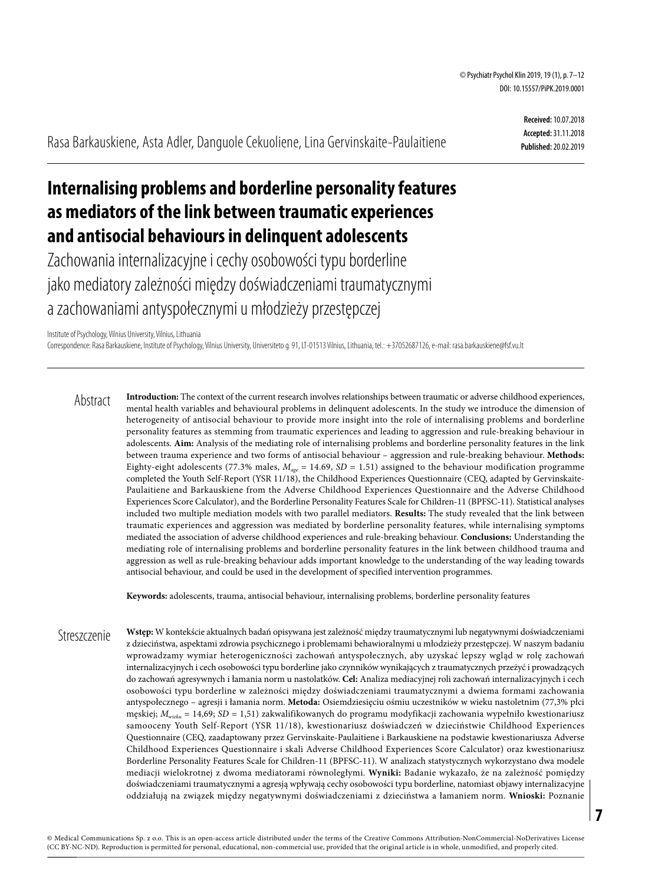Received: 10.07.2018
Accepted: 31.11.2018
Published: 20.02.2019

Rasa Barkauskiene, Asta Adler, Danguole Cekuoliene, Lina Gervinskaite-Paulaitiene

# Internalising problems and borderline personality features as mediators of the link between traumatic experiences and antisocial behaviours in delinquent adolescents

## Zachowania internalizacyjne i cechy osobowości typu borderline jako mediatory zależności między doświadczeniami traumatycznymi a zachowaniami antyspołecznymi u młodzieży przestępczej

Institute of Psychology, Vilnius University, Vilnius, Lithuania
Correspondence: Rasa Barkauskiene, Institute of Psychology, Vilnius University, Universiteto g. 91, LT-01513 Vilnius, Lithuania, tel.: +37052687126, e-mail: rasa.barkauskiene@fsf.vu.lt

## Abstract

**Introduction:** The context of the current research involves relationships between traumatic or adverse childhood experiences, mental health variables and behavioural problems in delinquent adolescents. In the study we introduce the dimension of heterogeneity of antisocial behaviour to provide more insight into the role of internalising problems and borderline personality features as stemming from traumatic experiences and leading to aggression and rule-breaking behaviour in adolescents. **Aim:** Analysis of the mediating role of internalising problems and borderline personality features in the link between trauma experience and two forms of antisocial behaviour – aggression and rule-breaking behaviour. **Methods:** Eighty-eight adolescents (77.3% males, $M_{age} = 14.69$, $SD = 1.51$) assigned to the behaviour modification programme completed the Youth Self-Report (YSR 11/18), the Childhood Experiences Questionnaire (CEQ, adapted by Gervinskaite-Paulaitiene and Barkauskiene from the Adverse Childhood Experiences Questionnaire and the Adverse Childhood Experiences Score Calculator), and the Borderline Personality Features Scale for Children-11 (BPFSC-11). Statistical analyses included two multiple mediation models with two parallel mediators. **Results:** The study revealed that the link between traumatic experiences and aggression was mediated by borderline personality features, while internalising symptoms mediated the association of adverse childhood experiences and rule-breaking behaviour. **Conclusions:** Understanding the mediating role of internalising problems and borderline personality features in the link between childhood trauma and aggression as well as rule-breaking behaviour adds important knowledge to the understanding of the way leading towards antisocial behaviour, and could be used in the development of specified intervention programmes.

**Keywords:** adolescents, trauma, antisocial behaviour, internalising problems, borderline personality features

## Streszczenie

**Wstęp:** W kontekście aktualnych badań opisywana jest zależność między traumatycznymi lub negatywnymi doświadczeniami z dzieciństwa, aspektami zdrowia psychicznego i problemami behawioralnymi u młodzieży przestępczej. W naszym badaniu wprowadzamy wymiar heterogeniczności zachowań antyspołecznych, aby uzyskać lepszy wgląd w rolę zachowań internalizacyjnych i cech osobowości typu borderline jako czynników wynikających z traumatycznych przeżyć i prowadzących do zachowań agresywnych i łamania norm u nastolatków. **Cel:** Analiza mediacyjnej roli zachowań internalizacyjnych i cech osobowości typu borderline w zależności między doświadczeniami traumatycznymi a dwiema formami zachowania antyspołecznego – agresji i łamania norm. **Metoda:** Osiemdziesięciu ośmiu uczestników w wieku nastoletnim (77,3% płci męskiej; $M_{wieku} = 14,69$; $SD = 1,51$) zakwalifikowanych do programu modyfikacji zachowania wypełniło kwestionariusz samooceny Youth Self-Report (YSR 11/18), kwestionariusz doświadczeń w dzieciństwie Childhood Experiences Questionnaire (CEQ, zaadaptowany przez Gervinskaite-Paulaitiene i Barkauskiene na podstawie kwestionariusza Adverse Childhood Experiences Questionnaire i skali Adverse Childhood Experiences Score Calculator) oraz kwestionariusz Borderline Personality Features Scale for Children-11 (BPFSC-11). W analizach statystycznych wykorzystano dwa modele mediacji wielokrotnej z dwoma mediatorami równoległymi. **Wyniki:** Badanie wykazało, że na zależność pomiędzy doświadczeniami traumatycznymi a agresją wpływają cechy osobowości typu borderline, natomiast objawy internalizacyjne oddziałują na związek między negatywnymi doświadczeniami z dzieciństwa a łamaniem norm. **Wnioski:** Poznanie

© Medical Communications Sp. z o.o. This is an open-access article distributed under the terms of the Creative Commons Attribution-NonCommercial-NoDerivatives License (CC BY-NC-ND). Reproduction is permitted for personal, educational, non-commercial use, provided that the original article is in whole, unmodified, and properly cited.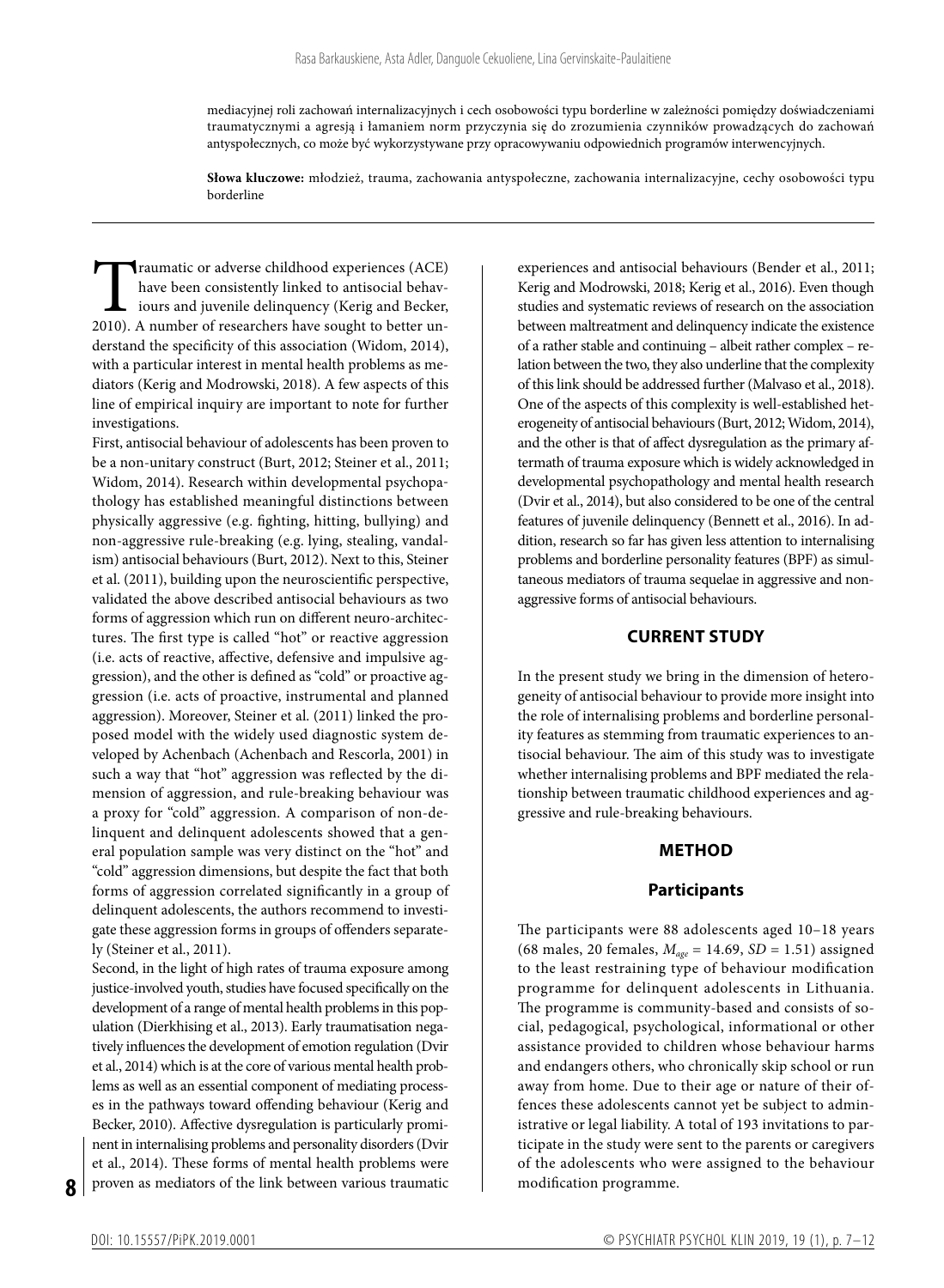mediacyjnej roli zachowań internalizacyjnych i cech osobowości typu borderline w zależności pomiędzy doświadczeniami traumatycznymi a agresją i łamaniem norm przyczynia się do zrozumienia czynników prowadzących do zachowań antyspołecznych, co może być wykorzystywane przy opracowywaniu odpowiednich programów interwencyjnych.

**Słowa kluczowe:** młodzież, trauma, zachowania antyspołeczne, zachowania internalizacyjne, cechy osobowości typu borderline

Traumatic or adverse childhood experiences (ACE) have been consistently linked to antisocial behaviours and juvenile delinquency (Kerig and Becker, 2010). A number of researchers have sought to better understand the specificity of this association (Widom, 2014), with a particular interest in mental health problems as mediators (Kerig and Modrowski, 2018). A few aspects of this line of empirical inquiry are important to note for further investigations.

First, antisocial behaviour of adolescents has been proven to be a non-unitary construct (Burt, 2012; Steiner et al., 2011; Widom, 2014). Research within developmental psychopathology has established meaningful distinctions between physically aggressive (e.g. fighting, hitting, bullying) and non-aggressive rule-breaking (e.g. lying, stealing, vandalism) antisocial behaviours (Burt, 2012). Next to this, Steiner et al. (2011), building upon the neuroscientific perspective, validated the above described antisocial behaviours as two forms of aggression which run on different neuro-architectures. The first type is called "hot" or reactive aggression (i.e. acts of reactive, affective, defensive and impulsive aggression), and the other is defined as "cold" or proactive aggression (i.e. acts of proactive, instrumental and planned aggression). Moreover, Steiner et al. (2011) linked the proposed model with the widely used diagnostic system developed by Achenbach (Achenbach and Rescorla, 2001) in such a way that "hot" aggression was reflected by the dimension of aggression, and rule-breaking behaviour was a proxy for "cold" aggression. A comparison of non-delinquent and delinquent adolescents showed that a general population sample was very distinct on the "hot" and "cold" aggression dimensions, but despite the fact that both forms of aggression correlated significantly in a group of delinquent adolescents, the authors recommend to investigate these aggression forms in groups of offenders separately (Steiner et al., 2011).

Second, in the light of high rates of trauma exposure among justice-involved youth, studies have focused specifically on the development of a range of mental health problems in this population (Dierkhising et al., 2013). Early traumatisation negatively influences the development of emotion regulation (Dvir et al., 2014) which is at the core of various mental health problems as well as an essential component of mediating processes in the pathways toward offending behaviour (Kerig and Becker, 2010). Affective dysregulation is particularly prominent in internalising problems and personality disorders (Dvir et al., 2014). These forms of mental health problems were proven as mediators of the link between various traumatic experiences and antisocial behaviours (Bender et al., 2011; Kerig and Modrowski, 2018; Kerig et al., 2016). Even though studies and systematic reviews of research on the association between maltreatment and delinquency indicate the existence of a rather stable and continuing – albeit rather complex – relation between the two, they also underline that the complexity of this link should be addressed further (Malvaso et al., 2018). One of the aspects of this complexity is well-established heterogeneity of antisocial behaviours (Burt, 2012; Widom, 2014), and the other is that of affect dysregulation as the primary aftermath of trauma exposure which is widely acknowledged in developmental psychopathology and mental health research (Dvir et al., 2014), but also considered to be one of the central features of juvenile delinquency (Bennett et al., 2016). In addition, research so far has given less attention to internalising problems and borderline personality features (BPF) as simultaneous mediators of trauma sequelae in aggressive and non-aggressive forms of antisocial behaviours.

## CURRENT STUDY

In the present study we bring in the dimension of heterogeneity of antisocial behaviour to provide more insight into the role of internalising problems and borderline personality features as stemming from traumatic experiences to antisocial behaviour. The aim of this study was to investigate whether internalising problems and BPF mediated the relationship between traumatic childhood experiences and aggressive and rule-breaking behaviours.

## METHOD

### Participants

The participants were 88 adolescents aged 10–18 years (68 males, 20 females, $M_{age}$ = 14.69, $SD$ = 1.51) assigned to the least restraining type of behaviour modification programme for delinquent adolescents in Lithuania. The programme is community-based and consists of social, pedagogical, psychological, informational or other assistance provided to children whose behaviour harms and endangers others, who chronically skip school or run away from home. Due to their age or nature of their offences these adolescents cannot yet be subject to administrative or legal liability. A total of 193 invitations to participate in the study were sent to the parents or caregivers of the adolescents who were assigned to the behaviour modification programme.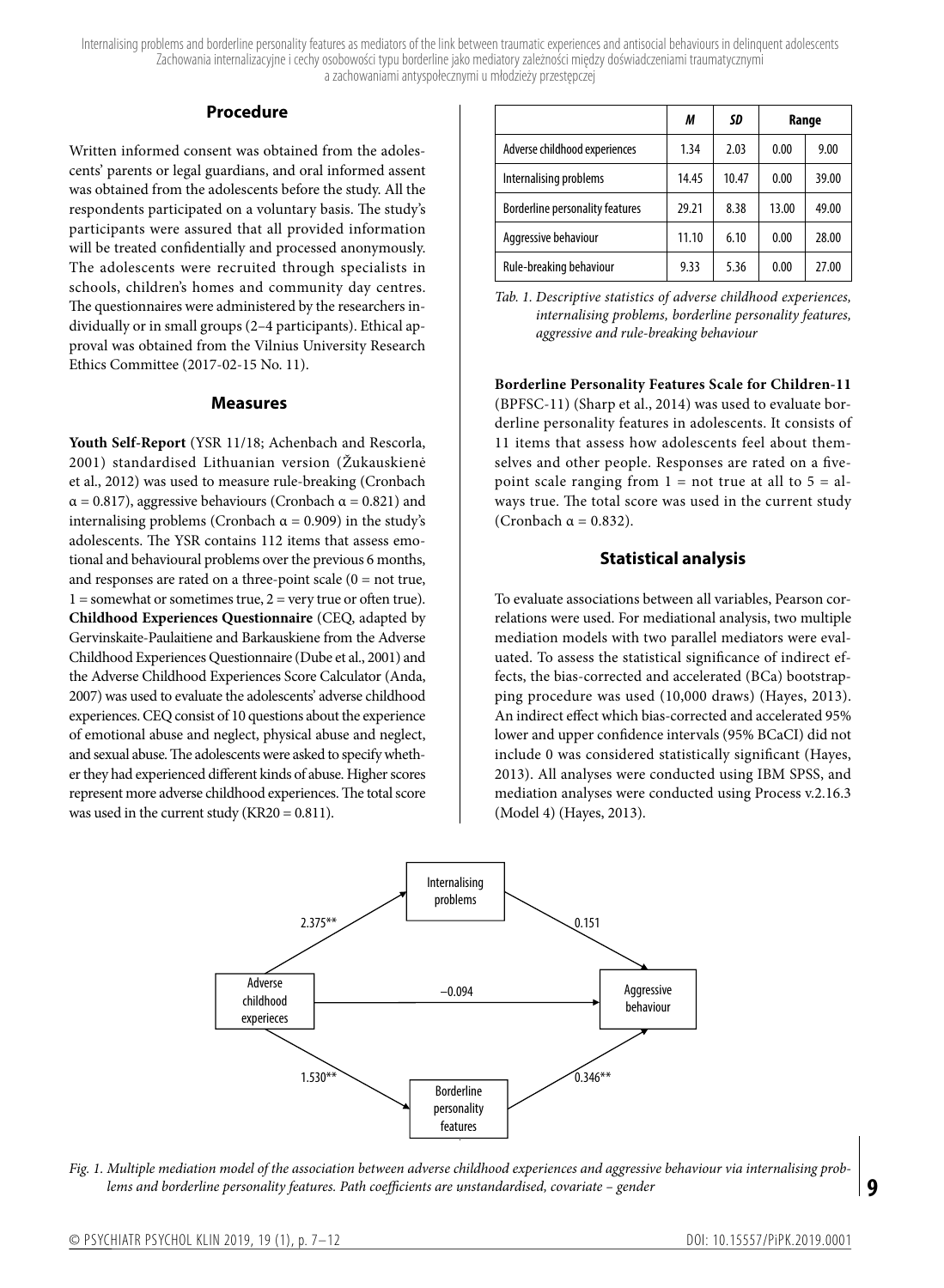## Procedure

Written informed consent was obtained from the adolescents' parents or legal guardians, and oral informed assent was obtained from the adolescents before the study. All the respondents participated on a voluntary basis. The study's participants were assured that all provided information will be treated confidentially and processed anonymously. The adolescents were recruited through specialists in schools, children's homes and community day centres. The questionnaires were administered by the researchers individually or in small groups (2–4 participants). Ethical approval was obtained from the Vilnius University Research Ethics Committee (2017-02-15 No. 11).

## Measures

**Youth Self-Report** (YSR 11/18; Achenbach and Rescorla, 2001) standardised Lithuanian version (Žukauskienė et al., 2012) was used to measure rule-breaking (Cronbach $\alpha = 0.817$), aggressive behaviours (Cronbach $\alpha = 0.821$) and internalising problems (Cronbach $\alpha = 0.909$) in the study's adolescents. The YSR contains 112 items that assess emotional and behavioural problems over the previous 6 months, and responses are rated on a three-point scale (0 = not true, 1 = somewhat or sometimes true, 2 = very true or often true).

**Childhood Experiences Questionnaire** (CEQ, adapted by Gervinskaite-Paulaitiene and Barkauskiene from the Adverse Childhood Experiences Questionnaire (Dube et al., 2001) and the Adverse Childhood Experiences Score Calculator (Anda, 2007) was used to evaluate the adolescents' adverse childhood experiences. CEQ consist of 10 questions about the experience of emotional abuse and neglect, physical abuse and neglect, and sexual abuse. The adolescents were asked to specify whether they had experienced different kinds of abuse. Higher scores represent more adverse childhood experiences. The total score was used in the current study (KR20 = 0.811).

| | *M* | *SD* | Range | |
|---|---|---|---|---|
| Adverse childhood experiences | 1.34 | 2.03 | 0.00 | 9.00 |
| Internalising problems | 14.45 | 10.47 | 0.00 | 39.00 |
| Borderline personality features | 29.21 | 8.38 | 13.00 | 49.00 |
| Aggressive behaviour | 11.10 | 6.10 | 0.00 | 28.00 |
| Rule-breaking behaviour | 9.33 | 5.36 | 0.00 | 27.00 |

*Tab. 1. Descriptive statistics of adverse childhood experiences, internalising problems, borderline personality features, aggressive and rule-breaking behaviour*

**Borderline Personality Features Scale for Children-11** (BPFSC-11) (Sharp et al., 2014) was used to evaluate borderline personality features in adolescents. It consists of 11 items that assess how adolescents feel about themselves and other people. Responses are rated on a five-point scale ranging from 1 = not true at all to 5 = always true. The total score was used in the current study (Cronbach $\alpha = 0.832$).

## Statistical analysis

To evaluate associations between all variables, Pearson correlations were used. For mediational analysis, two multiple mediation models with two parallel mediators were evaluated. To assess the statistical significance of indirect effects, the bias-corrected and accelerated (BCa) bootstrapping procedure was used (10,000 draws) (Hayes, 2013). An indirect effect which bias-corrected and accelerated 95% lower and upper confidence intervals (95% BCaCI) did not include 0 was considered statistically significant (Hayes, 2013). All analyses were conducted using IBM SPSS, and mediation analyses were conducted using Process v.2.16.3 (Model 4) (Hayes, 2013).

| Path | Coefficient |
|---|---|
| Adverse childhood experieces → Internalising problems | 2.375** |
| Internalising problems → Aggressive behaviour | 0.151 |
| Adverse childhood experieces → Aggressive behaviour | –0.094 |
| Adverse childhood experieces → Borderline personality features | 1.530** |
| Borderline personality features → Aggressive behaviour | 0.346** |

*Fig. 1. Multiple mediation model of the association between adverse childhood experiences and aggressive behaviour via internalising problems and borderline personality features. Path coefficients are unstandardised, covariate – gender*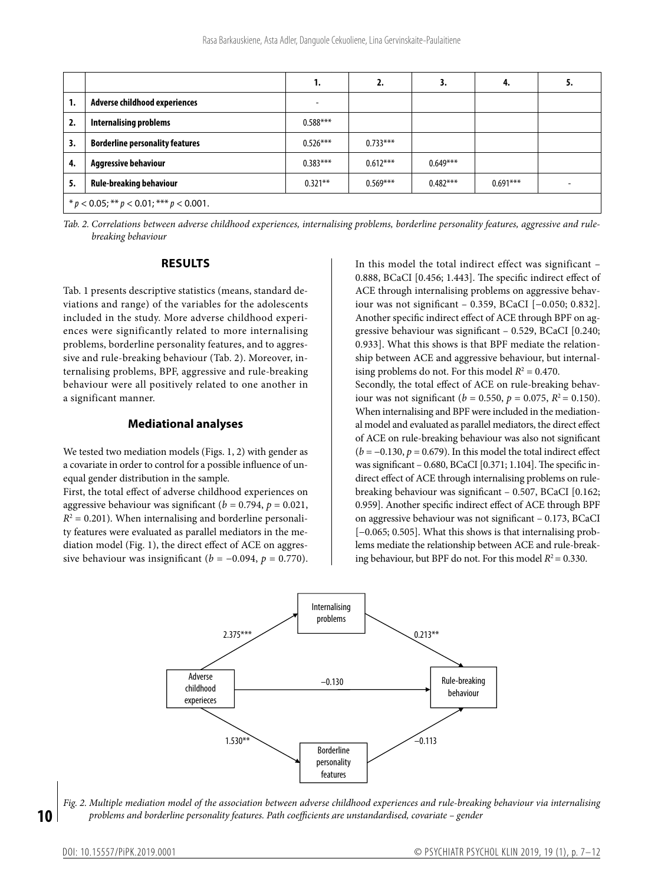| | | 1. | 2. | 3. | 4. | 5. |
|---|---|---|---|---|---|---|
| 1. | **Adverse childhood experiences** | - | | | | |
| 2. | **Internalising problems** | 0.588*** | | | | |
| 3. | **Borderline personality features** | 0.526*** | 0.733*** | | | |
| 4. | **Aggressive behaviour** | 0.383*** | 0.612*** | 0.649*** | | |
| 5. | **Rule-breaking behaviour** | 0.321** | 0.569*** | 0.482*** | 0.691*** | - |
| * $p < 0.05$; ** $p < 0.01$; *** $p < 0.001$. | | | | | | |

*Tab. 2. Correlations between adverse childhood experiences, internalising problems, borderline personality features, aggressive and rule-breaking behaviour*

## RESULTS

Tab. 1 presents descriptive statistics (means, standard deviations and range) of the variables for the adolescents included in the study. More adverse childhood experiences were significantly related to more internalising problems, borderline personality features, and to aggressive and rule-breaking behaviour (Tab. 2). Moreover, internalising problems, BPF, aggressive and rule-breaking behaviour were all positively related to one another in a significant manner.

### Mediational analyses

We tested two mediation models (Figs. 1, 2) with gender as a covariate in order to control for a possible influence of unequal gender distribution in the sample.

First, the total effect of adverse childhood experiences on aggressive behaviour was significant ($b = 0.794$, $p = 0.021$, $R^2 = 0.201$). When internalising and borderline personality features were evaluated as parallel mediators in the mediation model (Fig. 1), the direct effect of ACE on aggressive behaviour was insignificant ($b = -0.094$, $p = 0.770$). In this model the total indirect effect was significant – 0.888, BCaCI [0.456; 1.443]. The specific indirect effect of ACE through internalising problems on aggressive behaviour was not significant – 0.359, BCaCI [−0.050; 0.832]. Another specific indirect effect of ACE through BPF on aggressive behaviour was significant – 0.529, BCaCI [0.240; 0.933]. What this shows is that BPF mediate the relationship between ACE and aggressive behaviour, but internalising problems do not. For this model $R^2 = 0.470$.

Secondly, the total effect of ACE on rule-breaking behaviour was not significant ($b = 0.550$, $p = 0.075$, $R^2 = 0.150$). When internalising and BPF were included in the mediational model and evaluated as parallel mediators, the direct effect of ACE on rule-breaking behaviour was also not significant ($b = -0.130$, $p = 0.679$). In this model the total indirect effect was significant – 0.680, BCaCI [0.371; 1.104]. The specific indirect effect of ACE through internalising problems on rule-breaking behaviour was significant – 0.507, BCaCI [0.162; 0.959]. Another specific indirect effect of ACE through BPF on aggressive behaviour was not significant – 0.173, BCaCI [−0.065; 0.505]. What this shows is that internalising problems mediate the relationship between ACE and rule-breaking behaviour, but BPF do not. For this model $R^2 = 0.330$.

*Fig. 2. Multiple mediation model of the association between adverse childhood experiences and rule-breaking behaviour via internalising problems and borderline personality features. Path coefficients are unstandardised, covariate – gender*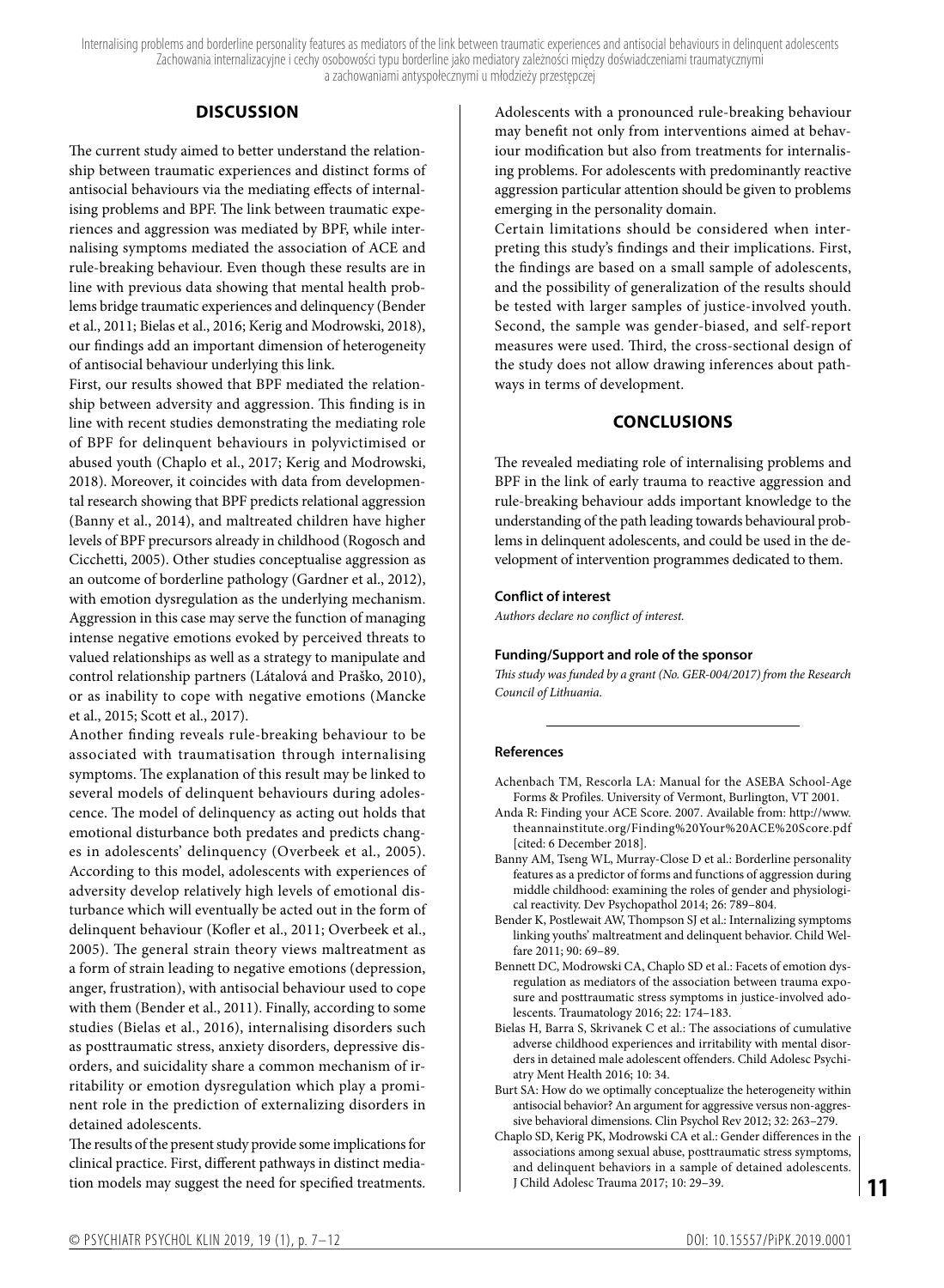## DISCUSSION

The current study aimed to better understand the relationship between traumatic experiences and distinct forms of antisocial behaviours via the mediating effects of internalising problems and BPF. The link between traumatic experiences and aggression was mediated by BPF, while internalising symptoms mediated the association of ACE and rule-breaking behaviour. Even though these results are in line with previous data showing that mental health problems bridge traumatic experiences and delinquency (Bender et al., 2011; Bielas et al., 2016; Kerig and Modrowski, 2018), our findings add an important dimension of heterogeneity of antisocial behaviour underlying this link.

First, our results showed that BPF mediated the relationship between adversity and aggression. This finding is in line with recent studies demonstrating the mediating role of BPF for delinquent behaviours in polyvictimised or abused youth (Chaplo et al., 2017; Kerig and Modrowski, 2018). Moreover, it coincides with data from developmental research showing that BPF predicts relational aggression (Banny et al., 2014), and maltreated children have higher levels of BPF precursors already in childhood (Rogosch and Cicchetti, 2005). Other studies conceptualise aggression as an outcome of borderline pathology (Gardner et al., 2012), with emotion dysregulation as the underlying mechanism. Aggression in this case may serve the function of managing intense negative emotions evoked by perceived threats to valued relationships as well as a strategy to manipulate and control relationship partners (Látalová and Praško, 2010), or as inability to cope with negative emotions (Mancke et al., 2015; Scott et al., 2017).

Another finding reveals rule-breaking behaviour to be associated with traumatisation through internalising symptoms. The explanation of this result may be linked to several models of delinquent behaviours during adolescence. The model of delinquency as acting out holds that emotional disturbance both predates and predicts changes in adolescents' delinquency (Overbeek et al., 2005). According to this model, adolescents with experiences of adversity develop relatively high levels of emotional disturbance which will eventually be acted out in the form of delinquent behaviour (Kofler et al., 2011; Overbeek et al., 2005). The general strain theory views maltreatment as a form of strain leading to negative emotions (depression, anger, frustration), with antisocial behaviour used to cope with them (Bender et al., 2011). Finally, according to some studies (Bielas et al., 2016), internalising disorders such as posttraumatic stress, anxiety disorders, depressive disorders, and suicidality share a common mechanism of irritability or emotion dysregulation which play a prominent role in the prediction of externalizing disorders in detained adolescents.

The results of the present study provide some implications for clinical practice. First, different pathways in distinct mediation models may suggest the need for specified treatments. Adolescents with a pronounced rule-breaking behaviour may benefit not only from interventions aimed at behaviour modification but also from treatments for internalising problems. For adolescents with predominantly reactive aggression particular attention should be given to problems emerging in the personality domain.

Certain limitations should be considered when interpreting this study's findings and their implications. First, the findings are based on a small sample of adolescents, and the possibility of generalization of the results should be tested with larger samples of justice-involved youth. Second, the sample was gender-biased, and self-report measures were used. Third, the cross-sectional design of the study does not allow drawing inferences about pathways in terms of development.

## CONCLUSIONS

The revealed mediating role of internalising problems and BPF in the link of early trauma to reactive aggression and rule-breaking behaviour adds important knowledge to the understanding of the path leading towards behavioural problems in delinquent adolescents, and could be used in the development of intervention programmes dedicated to them.

**Conflict of interest**

*Authors declare no conflict of interest.*

**Funding/Support and role of the sponsor**

*This study was funded by a grant (No. GER-004/2017) from the Research Council of Lithuania.*

**References**

Achenbach TM, Rescorla LA: Manual for the ASEBA School-Age Forms & Profiles. University of Vermont, Burlington, VT 2001.

Anda R: Finding your ACE Score. 2007. Available from: http://www.theannainstitute.org/Finding%20Your%20ACE%20Score.pdf [cited: 6 December 2018].

Banny AM, Tseng WL, Murray-Close D et al.: Borderline personality features as a predictor of forms and functions of aggression during middle childhood: examining the roles of gender and physiological reactivity. Dev Psychopathol 2014; 26: 789–804.

Bender K, Postlewait AW, Thompson SJ et al.: Internalizing symptoms linking youths' maltreatment and delinquent behavior. Child Welfare 2011; 90: 69–89.

Bennett DC, Modrowski CA, Chaplo SD et al.: Facets of emotion dysregulation as mediators of the association between trauma exposure and posttraumatic stress symptoms in justice-involved adolescents. Traumatology 2016; 22: 174–183.

Bielas H, Barra S, Skrivanek C et al.: The associations of cumulative adverse childhood experiences and irritability with mental disorders in detained male adolescent offenders. Child Adolesc Psychiatry Ment Health 2016; 10: 34.

Burt SA: How do we optimally conceptualize the heterogeneity within antisocial behavior? An argument for aggressive versus non-aggressive behavioral dimensions. Clin Psychol Rev 2012; 32: 263–279.

Chaplo SD, Kerig PK, Modrowski CA et al.: Gender differences in the associations among sexual abuse, posttraumatic stress symptoms, and delinquent behaviors in a sample of detained adolescents. J Child Adolesc Trauma 2017; 10: 29–39.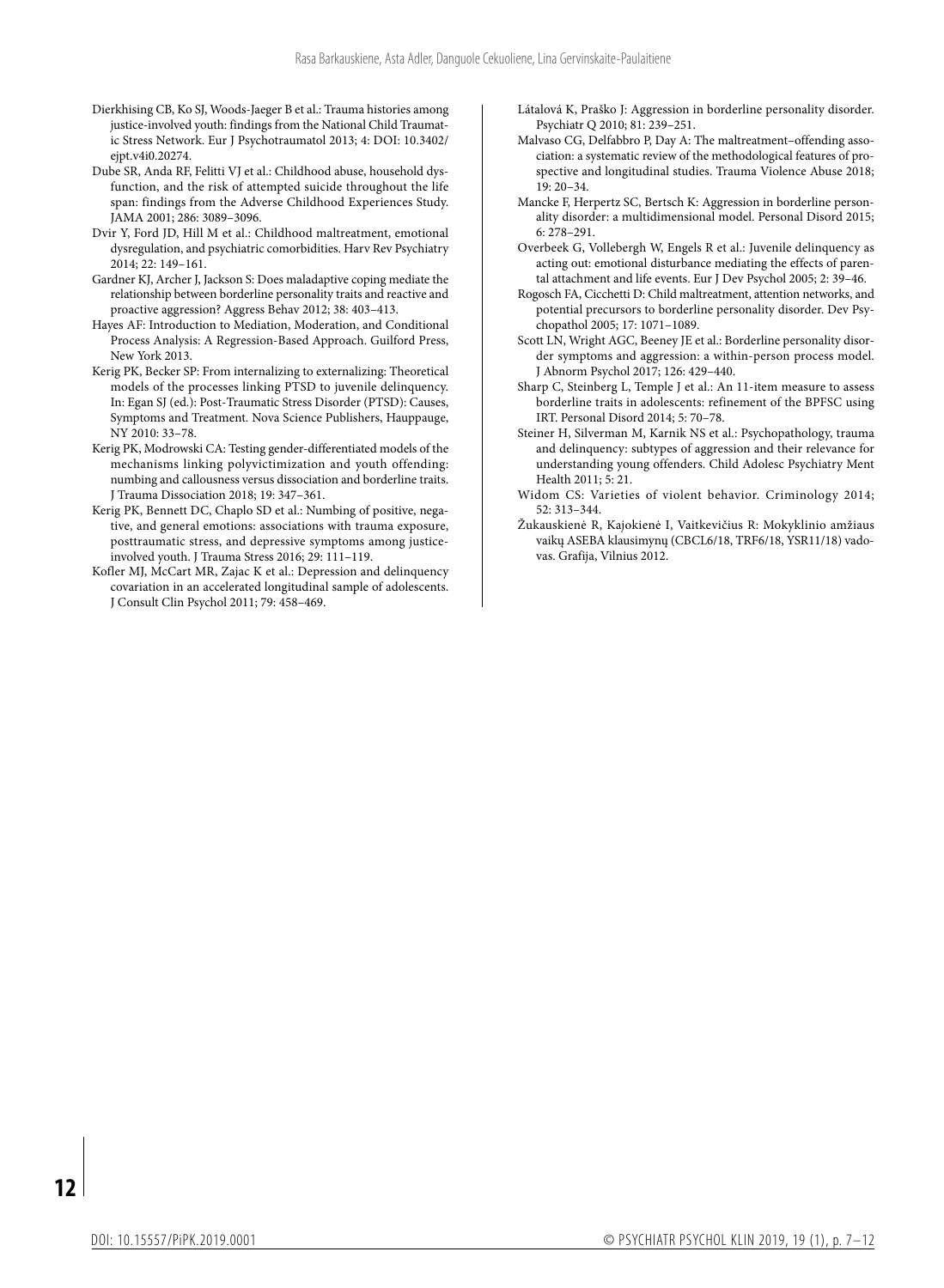Dierkhising CB, Ko SJ, Woods-Jaeger B et al.: Trauma histories among justice-involved youth: findings from the National Child Traumatic Stress Network. Eur J Psychotraumatol 2013; 4: DOI: 10.3402/ejpt.v4i0.20274.

Dube SR, Anda RF, Felitti VJ et al.: Childhood abuse, household dysfunction, and the risk of attempted suicide throughout the life span: findings from the Adverse Childhood Experiences Study. JAMA 2001; 286: 3089–3096.

Dvir Y, Ford JD, Hill M et al.: Childhood maltreatment, emotional dysregulation, and psychiatric comorbidities. Harv Rev Psychiatry 2014; 22: 149–161.

Gardner KJ, Archer J, Jackson S: Does maladaptive coping mediate the relationship between borderline personality traits and reactive and proactive aggression? Aggress Behav 2012; 38: 403–413.

Hayes AF: Introduction to Mediation, Moderation, and Conditional Process Analysis: A Regression-Based Approach. Guilford Press, New York 2013.

Kerig PK, Becker SP: From internalizing to externalizing: Theoretical models of the processes linking PTSD to juvenile delinquency. In: Egan SJ (ed.): Post-Traumatic Stress Disorder (PTSD): Causes, Symptoms and Treatment. Nova Science Publishers, Hauppauge, NY 2010: 33–78.

Kerig PK, Modrowski CA: Testing gender-differentiated models of the mechanisms linking polyvictimization and youth offending: numbing and callousness versus dissociation and borderline traits. J Trauma Dissociation 2018; 19: 347–361.

Kerig PK, Bennett DC, Chaplo SD et al.: Numbing of positive, negative, and general emotions: associations with trauma exposure, posttraumatic stress, and depressive symptoms among justice-involved youth. J Trauma Stress 2016; 29: 111–119.

Kofler MJ, McCart MR, Zajac K et al.: Depression and delinquency covariation in an accelerated longitudinal sample of adolescents. J Consult Clin Psychol 2011; 79: 458–469.

Látalová K, Praško J: Aggression in borderline personality disorder. Psychiatr Q 2010; 81: 239–251.

Malvaso CG, Delfabbro P, Day A: The maltreatment–offending association: a systematic review of the methodological features of prospective and longitudinal studies. Trauma Violence Abuse 2018; 19: 20–34.

Mancke F, Herpertz SC, Bertsch K: Aggression in borderline personality disorder: a multidimensional model. Personal Disord 2015; 6: 278–291.

Overbeek G, Vollebergh W, Engels R et al.: Juvenile delinquency as acting out: emotional disturbance mediating the effects of parental attachment and life events. Eur J Dev Psychol 2005; 2: 39–46.

Rogosch FA, Cicchetti D: Child maltreatment, attention networks, and potential precursors to borderline personality disorder. Dev Psychopathol 2005; 17: 1071–1089.

Scott LN, Wright AGC, Beeney JE et al.: Borderline personality disorder symptoms and aggression: a within-person process model. J Abnorm Psychol 2017; 126: 429–440.

Sharp C, Steinberg L, Temple J et al.: An 11-item measure to assess borderline traits in adolescents: refinement of the BPFSC using IRT. Personal Disord 2014; 5: 70–78.

Steiner H, Silverman M, Karnik NS et al.: Psychopathology, trauma and delinquency: subtypes of aggression and their relevance for understanding young offenders. Child Adolesc Psychiatry Ment Health 2011; 5: 21.

Widom CS: Varieties of violent behavior. Criminology 2014; 52: 313–344.

Žukauskienė R, Kajokienė I, Vaitkevičius R: Mokyklinio amžiaus vaikų ASEBA klausimynų (CBCL6/18, TRF6/18, YSR11/18) vadovas. Grafija, Vilnius 2012.